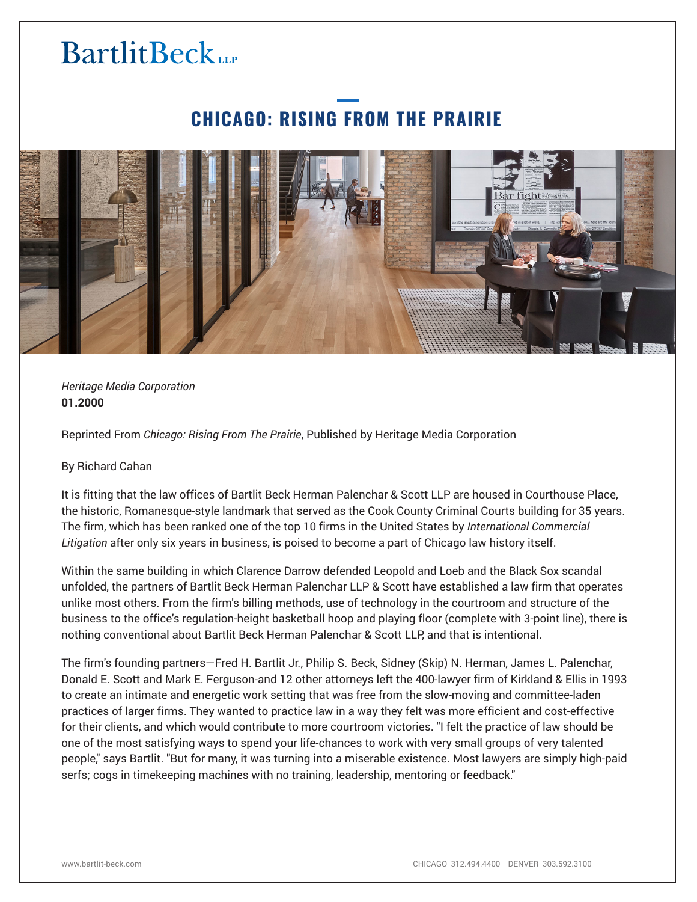BartlitBeck LLP

# CHICAGO: RISING FROM THE PRAIRIE

*Heritage Media Corporation*
**01.2000**

Reprinted From *Chicago: Rising From The Prairie*, Published by Heritage Media Corporation

By Richard Cahan

It is fitting that the law offices of Bartlit Beck Herman Palenchar & Scott LLP are housed in Courthouse Place, the historic, Romanesque-style landmark that served as the Cook County Criminal Courts building for 35 years. The firm, which has been ranked one of the top 10 firms in the United States by *International Commercial Litigation* after only six years in business, is poised to become a part of Chicago law history itself.

Within the same building in which Clarence Darrow defended Leopold and Loeb and the Black Sox scandal unfolded, the partners of Bartlit Beck Herman Palenchar LLP & Scott have established a law firm that operates unlike most others. From the firm's billing methods, use of technology in the courtroom and structure of the business to the office's regulation-height basketball hoop and playing floor (complete with 3-point line), there is nothing conventional about Bartlit Beck Herman Palenchar & Scott LLP, and that is intentional.

The firm's founding partners—Fred H. Bartlit Jr., Philip S. Beck, Sidney (Skip) N. Herman, James L. Palenchar, Donald E. Scott and Mark E. Ferguson-and 12 other attorneys left the 400-lawyer firm of Kirkland & Ellis in 1993 to create an intimate and energetic work setting that was free from the slow-moving and committee-laden practices of larger firms. They wanted to practice law in a way they felt was more efficient and cost-effective for their clients, and which would contribute to more courtroom victories. "I felt the practice of law should be one of the most satisfying ways to spend your life-chances to work with very small groups of very talented people," says Bartlit. "But for many, it was turning into a miserable existence. Most lawyers are simply high-paid serfs; cogs in timekeeping machines with no training, leadership, mentoring or feedback."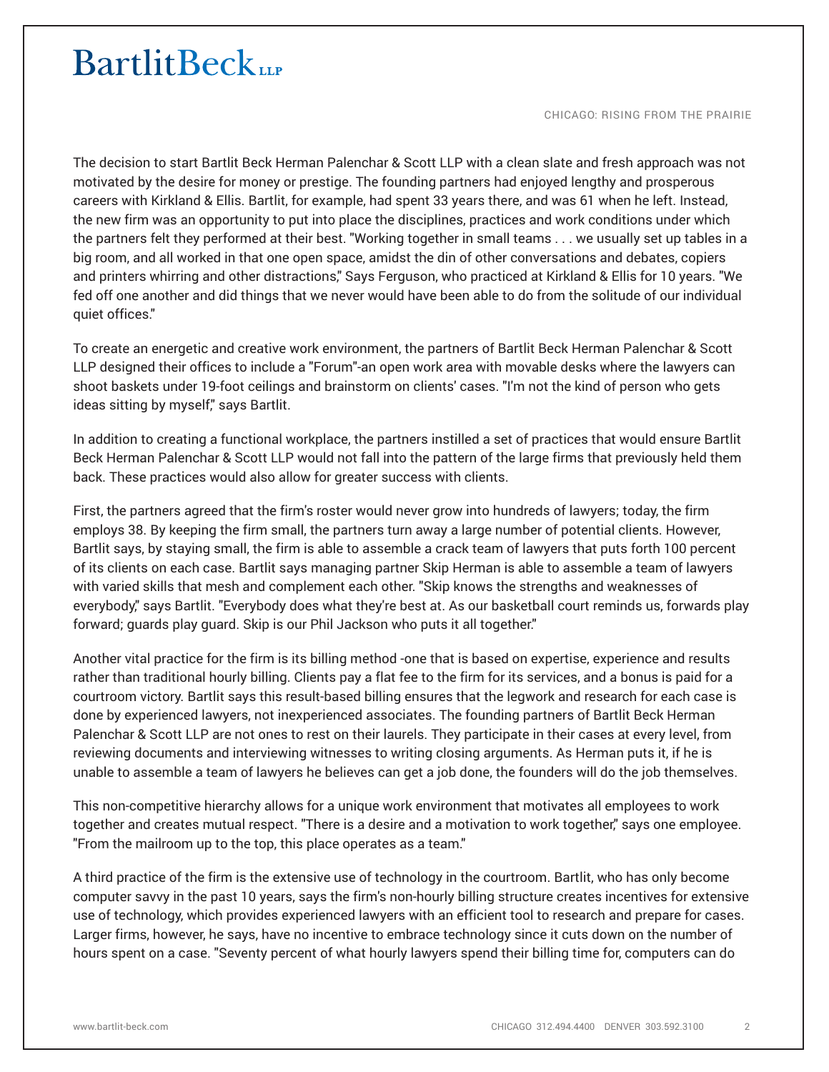The decision to start Bartlit Beck Herman Palenchar & Scott LLP with a clean slate and fresh approach was not motivated by the desire for money or prestige. The founding partners had enjoyed lengthy and prosperous careers with Kirkland & Ellis. Bartlit, for example, had spent 33 years there, and was 61 when he left. Instead, the new firm was an opportunity to put into place the disciplines, practices and work conditions under which the partners felt they performed at their best. "Working together in small teams . . . we usually set up tables in a big room, and all worked in that one open space, amidst the din of other conversations and debates, copiers and printers whirring and other distractions," Says Ferguson, who practiced at Kirkland & Ellis for 10 years. "We fed off one another and did things that we never would have been able to do from the solitude of our individual quiet offices."

To create an energetic and creative work environment, the partners of Bartlit Beck Herman Palenchar & Scott LLP designed their offices to include a "Forum"-an open work area with movable desks where the lawyers can shoot baskets under 19-foot ceilings and brainstorm on clients' cases. "I'm not the kind of person who gets ideas sitting by myself," says Bartlit.

In addition to creating a functional workplace, the partners instilled a set of practices that would ensure Bartlit Beck Herman Palenchar & Scott LLP would not fall into the pattern of the large firms that previously held them back. These practices would also allow for greater success with clients.

First, the partners agreed that the firm's roster would never grow into hundreds of lawyers; today, the firm employs 38. By keeping the firm small, the partners turn away a large number of potential clients. However, Bartlit says, by staying small, the firm is able to assemble a crack team of lawyers that puts forth 100 percent of its clients on each case. Bartlit says managing partner Skip Herman is able to assemble a team of lawyers with varied skills that mesh and complement each other. "Skip knows the strengths and weaknesses of everybody," says Bartlit. "Everybody does what they're best at. As our basketball court reminds us, forwards play forward; guards play guard. Skip is our Phil Jackson who puts it all together."

Another vital practice for the firm is its billing method -one that is based on expertise, experience and results rather than traditional hourly billing. Clients pay a flat fee to the firm for its services, and a bonus is paid for a courtroom victory. Bartlit says this result-based billing ensures that the legwork and research for each case is done by experienced lawyers, not inexperienced associates. The founding partners of Bartlit Beck Herman Palenchar & Scott LLP are not ones to rest on their laurels. They participate in their cases at every level, from reviewing documents and interviewing witnesses to writing closing arguments. As Herman puts it, if he is unable to assemble a team of lawyers he believes can get a job done, the founders will do the job themselves.

This non-competitive hierarchy allows for a unique work environment that motivates all employees to work together and creates mutual respect. "There is a desire and a motivation to work together," says one employee. "From the mailroom up to the top, this place operates as a team."

A third practice of the firm is the extensive use of technology in the courtroom. Bartlit, who has only become computer savvy in the past 10 years, says the firm's non-hourly billing structure creates incentives for extensive use of technology, which provides experienced lawyers with an efficient tool to research and prepare for cases. Larger firms, however, he says, have no incentive to embrace technology since it cuts down on the number of hours spent on a case. "Seventy percent of what hourly lawyers spend their billing time for, computers can do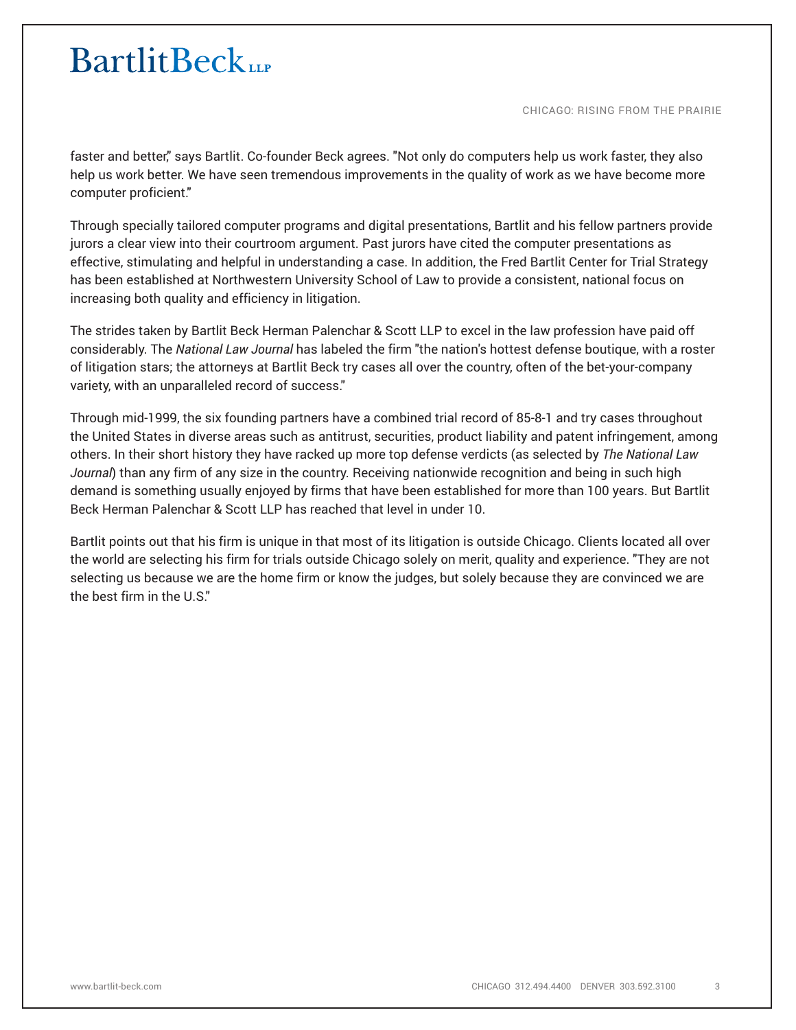faster and better," says Bartlit. Co-founder Beck agrees. "Not only do computers help us work faster, they also help us work better. We have seen tremendous improvements in the quality of work as we have become more computer proficient."

Through specially tailored computer programs and digital presentations, Bartlit and his fellow partners provide jurors a clear view into their courtroom argument. Past jurors have cited the computer presentations as effective, stimulating and helpful in understanding a case. In addition, the Fred Bartlit Center for Trial Strategy has been established at Northwestern University School of Law to provide a consistent, national focus on increasing both quality and efficiency in litigation.

The strides taken by Bartlit Beck Herman Palenchar & Scott LLP to excel in the law profession have paid off considerably. The *National Law Journal* has labeled the firm "the nation's hottest defense boutique, with a roster of litigation stars; the attorneys at Bartlit Beck try cases all over the country, often of the bet-your-company variety, with an unparalleled record of success."

Through mid-1999, the six founding partners have a combined trial record of 85-8-1 and try cases throughout the United States in diverse areas such as antitrust, securities, product liability and patent infringement, among others. In their short history they have racked up more top defense verdicts (as selected by *The National Law Journal*) than any firm of any size in the country. Receiving nationwide recognition and being in such high demand is something usually enjoyed by firms that have been established for more than 100 years. But Bartlit Beck Herman Palenchar & Scott LLP has reached that level in under 10.

Bartlit points out that his firm is unique in that most of its litigation is outside Chicago. Clients located all over the world are selecting his firm for trials outside Chicago solely on merit, quality and experience. "They are not selecting us because we are the home firm or know the judges, but solely because they are convinced we are the best firm in the U.S."